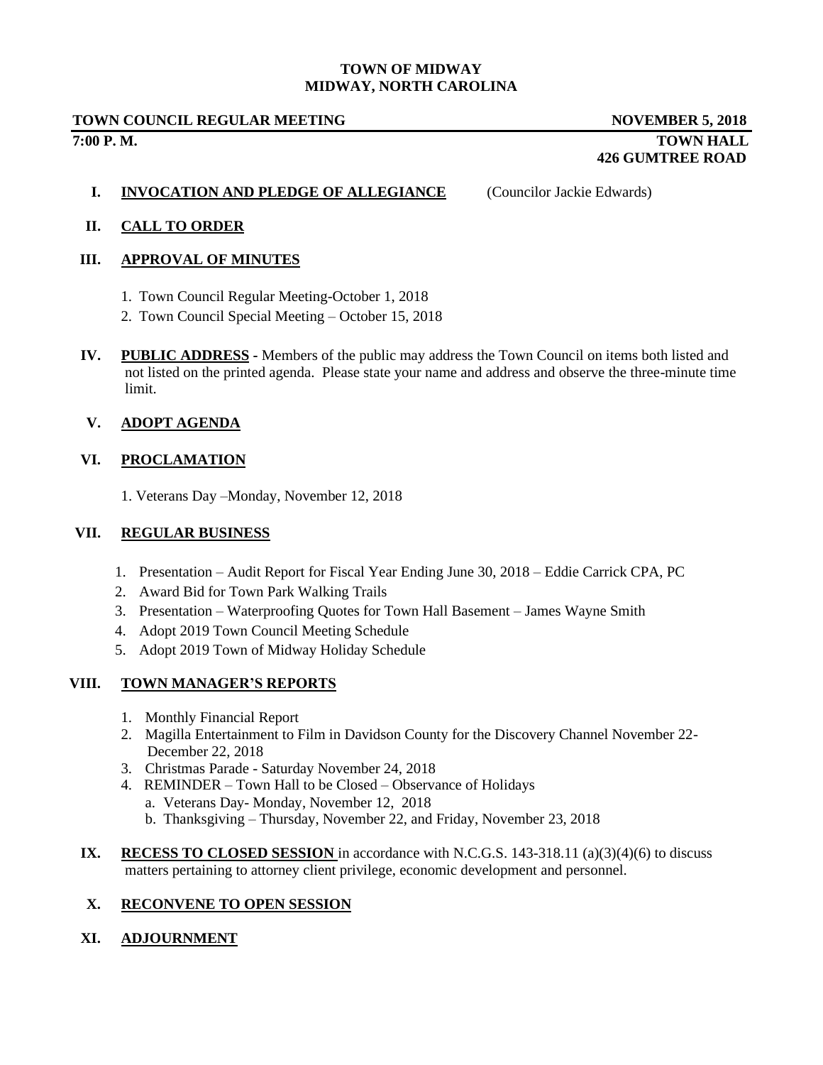# TOWN OF MIDWAY
## MIDWAY, NORTH CAROLINA

**TOWN COUNCIL REGULAR MEETING** **NOVEMBER 5, 2018**

**7:00 P. M.** **TOWN HALL**
**426 GUMTREE ROAD**

**I. INVOCATION AND PLEDGE OF ALLEGIANCE** (Councilor Jackie Edwards)

**II. CALL TO ORDER**

**III. APPROVAL OF MINUTES**

1. Town Council Regular Meeting-October 1, 2018
2. Town Council Special Meeting – October 15, 2018

**IV. PUBLIC ADDRESS -** Members of the public may address the Town Council on items both listed and not listed on the printed agenda. Please state your name and address and observe the three-minute time limit.

**V. ADOPT AGENDA**

**VI. PROCLAMATION**

1. Veterans Day –Monday, November 12, 2018

**VII. REGULAR BUSINESS**

1. Presentation – Audit Report for Fiscal Year Ending June 30, 2018 – Eddie Carrick CPA, PC
2. Award Bid for Town Park Walking Trails
3. Presentation – Waterproofing Quotes for Town Hall Basement – James Wayne Smith
4. Adopt 2019 Town Council Meeting Schedule
5. Adopt 2019 Town of Midway Holiday Schedule

**VIII. TOWN MANAGER'S REPORTS**

1. Monthly Financial Report
2. Magilla Entertainment to Film in Davidson County for the Discovery Channel November 22- December 22, 2018
3. Christmas Parade - Saturday November 24, 2018
4. REMINDER – Town Hall to be Closed – Observance of Holidays
   a. Veterans Day- Monday, November 12, 2018
   b. Thanksgiving – Thursday, November 22, and Friday, November 23, 2018

**IX. RECESS TO CLOSED SESSION** in accordance with N.C.G.S. 143-318.11 (a)(3)(4)(6) to discuss matters pertaining to attorney client privilege, economic development and personnel.

**X. RECONVENE TO OPEN SESSION**

**XI. ADJOURNMENT**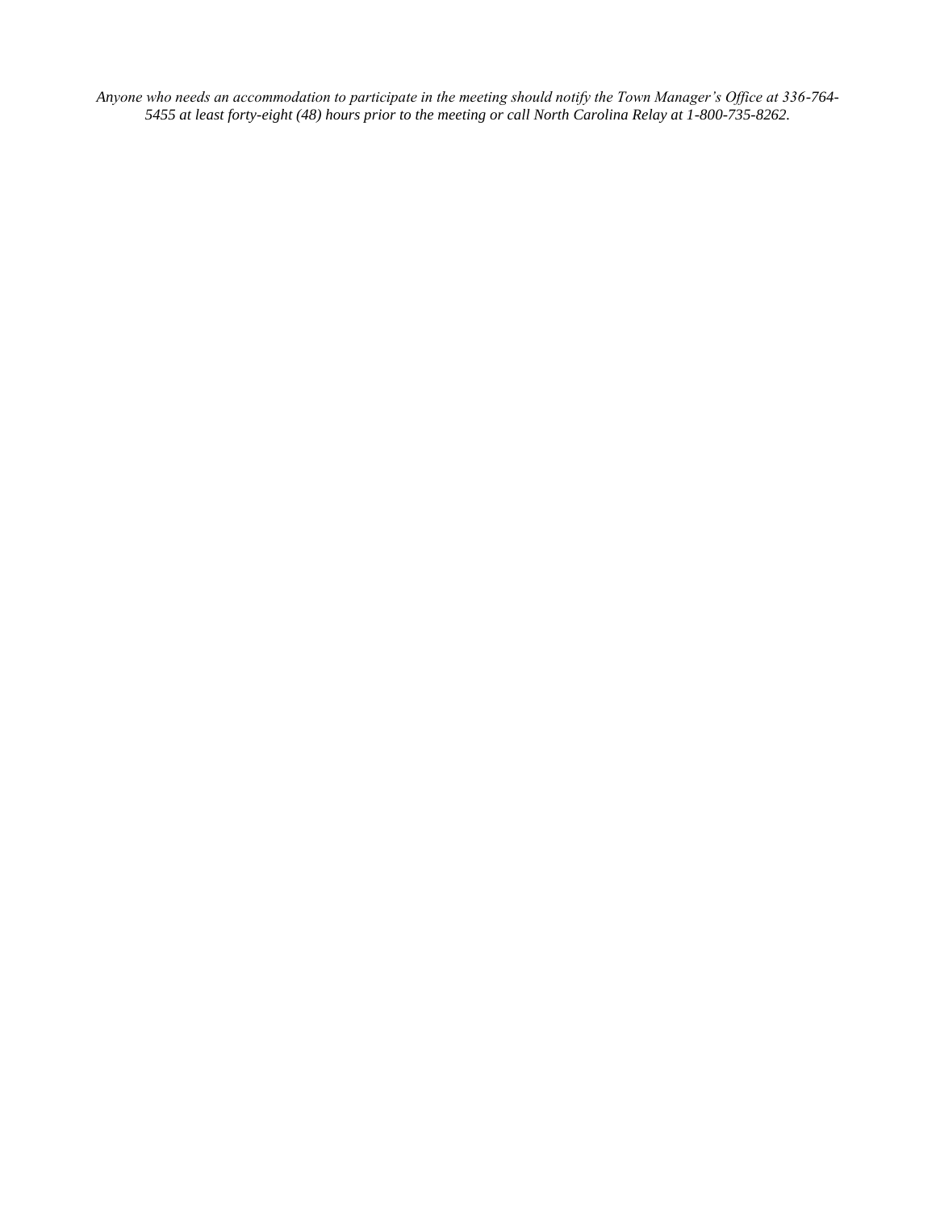*Anyone who needs an accommodation to participate in the meeting should notify the Town Manager's Office at 336-764-5455 at least forty-eight (48) hours prior to the meeting or call North Carolina Relay at 1-800-735-8262.*